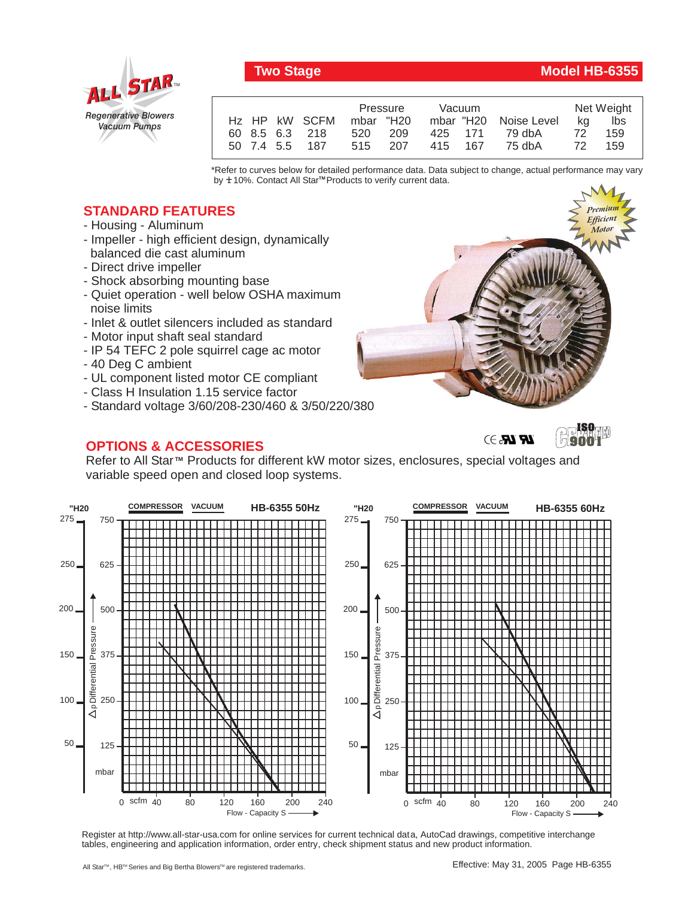ALL STAR™
*Regenerative Blowers Vacuum Pumps*

## Two Stage — Model HB-6355

| Hz | HP | kW | SCFM | Pressure mbar | Pressure "H20 | Vacuum mbar | Vacuum "H20 | Noise Level | Net Weight kg | Net Weight lbs |
|---|---|---|---|---|---|---|---|---|---|---|
| 60 | 8.5 | 6.3 | 218 | 520 | 209 | 425 | 171 | 79 dbA | 72 | 159 |
| 50 | 7.4 | 5.5 | 187 | 515 | 207 | 415 | 167 | 75 dbA | 72 | 159 |

*Refer to curves below for detailed performance data. Data subject to change, actual performance may vary by ± 10%. Contact All Star™ Products to verify current data.

*Premium Efficient Motor*

## STANDARD FEATURES

- Housing - Aluminum
- Impeller - high efficient design, dynamically balanced die cast aluminum
- Direct drive impeller
- Shock absorbing mounting base
- Quiet operation - well below OSHA maximum noise limits
- Inlet & outlet silencers included as standard
- Motor input shaft seal standard
- IP 54 TEFC 2 pole squirrel cage ac motor
- 40 Deg C ambient
- UL component listed motor CE compliant
- Class H Insulation 1.15 service factor
- Standard voltage 3/60/208-230/460 & 3/50/220/380

## OPTIONS & ACCESSORIES

Refer to All Star™ Products for different kW motor sizes, enclosures, special voltages and variable speed open and closed loop systems.

**HB-6355 50Hz** — COMPRESSOR / VACUUM

Δp Differential Pressure ("H20: 50, 100, 150, 200, 250, 275; mbar: 125, 250, 375, 500, 625, 750)

Flow - Capacity S (scfm: 0, 40, 80, 120, 160, 200, 240)

**HB-6355 60Hz** — COMPRESSOR / VACUUM

Δp Differential Pressure ("H20: 50, 100, 150, 200, 250, 275; mbar: 125, 250, 375, 500, 625, 750)

Flow - Capacity S (scfm: 0, 40, 80, 120, 160, 200, 240)

Register at http://www.all-star-usa.com for online services for current technical data, AutoCad drawings, competitive interchange tables, engineering and application information, order entry, check shipment status and new product information.

All Star™, HB™ Series and Big Bertha Blowers™ are registered trademarks.

Effective: May 31, 2005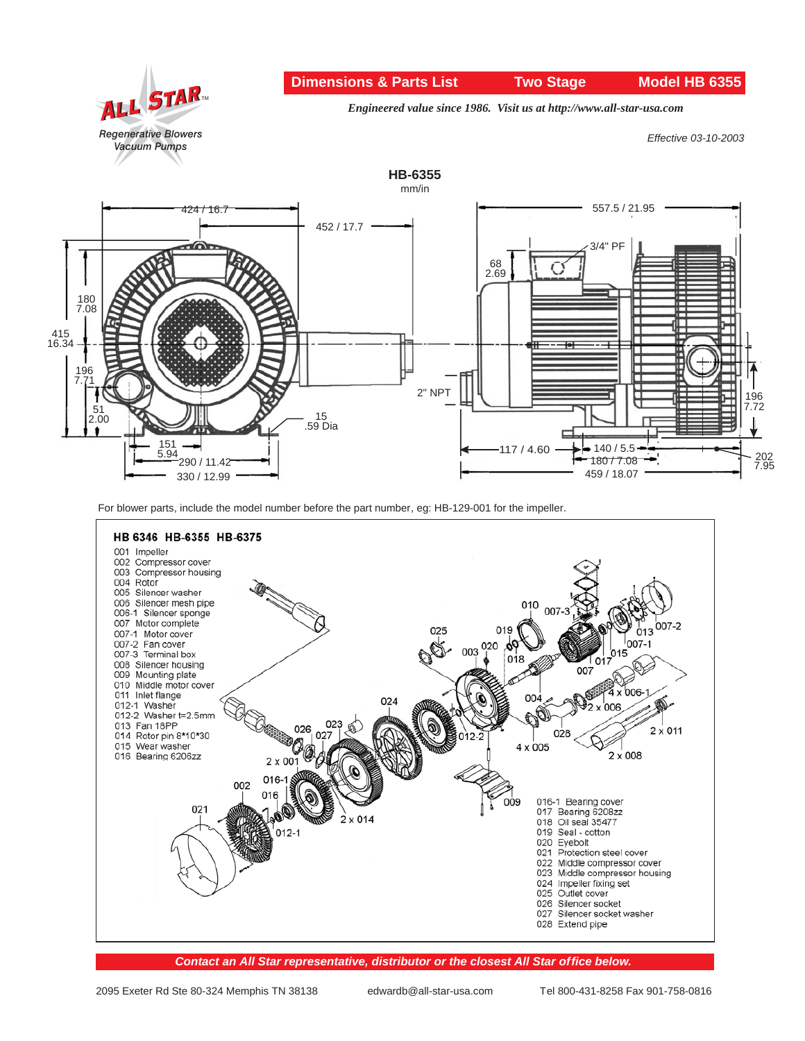**Dimensions & Parts List** | **Two Stage** | **Model HB 6355**

ALL STAR™
Regenerative Blowers
Vacuum Pumps

***Engineered value since 1986. Visit us at http://www.all-star-usa.com***

*Effective 03-10-2003*

**HB-6355**
mm/in

424 / 16.7
452 / 17.7
557.5 / 21.95
3/4" PF
68
2.69
180
7.08
415
16.34
196
7.71
51
2.00
15
.59 Dia
2" NPT
151
5.94
290 / 11.42
330 / 12.99
117 / 4.60
140 / 5.5
180 / 7.08
459 / 18.07
196
7.72
202
7.95

For blower parts, include the model number before the part number, eg: HB-129-001 for the impeller.

**HB 6346 HB-6355 HB-6375**

- 001 Impeller
- 002 Compressor cover
- 003 Compressor housing
- 004 Rotor
- 005 Silencer washer
- 006 Silencer mesh pipe
- 006-1 Silencer sponge
- 007 Motor complete
- 007-1 Motor cover
- 007-2 Fan cover
- 007-3 Terminal box
- 008 Silencer housing
- 009 Mounting plate
- 010 Middle motor cover
- 011 Inlet flange
- 012-1 Washer
- 012-2 Washer t=2.5mm
- 013 Fan 18PP
- 014 Rotor pin 8*10*30
- 015 Wear washer
- 016 Bearing 6206zz
- 016-1 Bearing cover
- 017 Bearing 6208zz
- 018 Oil seal 35477
- 019 Seal - cotton
- 020 Eyebolt
- 021 Protection steel cover
- 022 Middle compressor cover
- 023 Middle compressor housing
- 024 Impeller fixing set
- 025 Outlet cover
- 026 Silencer socket
- 027 Silencer socket washer
- 028 Extend pipe

010
007-3
025
019
020
003
018
013
007-2
007-1
015
017
007
024
004
4 x 006-1
2 x 006
026
023
027
012-2
028
2 x 011
4 x 005
2 x 008
2 x 001
016-1
002
016
021
012-1
2 x 014
009

***Contact an All Star representative, distributor or the closest All Star office below.***

2095 Exeter Rd Ste 80-324 Memphis TN 38138 | edwardb@all-star-usa.com | Tel 800-431-8258 Fax 901-758-0816